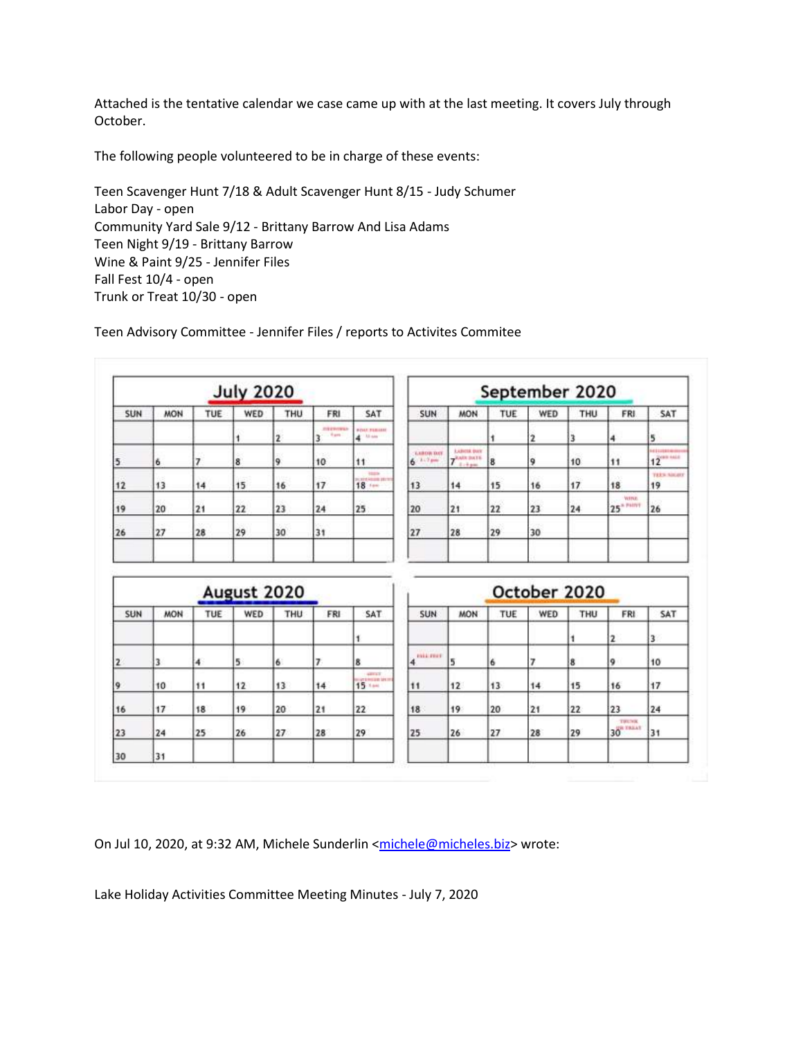Attached is the tentative calendar we case came up with at the last meeting. It covers July through October.

The following people volunteered to be in charge of these events:

Teen Scavenger Hunt 7/18 & Adult Scavenger Hunt 8/15 - Judy Schumer
Labor Day - open
Community Yard Sale 9/12 - Brittany Barrow And Lisa Adams
Teen Night 9/19 - Brittany Barrow
Wine & Paint 9/25 - Jennifer Files
Fall Fest 10/4 - open
Trunk or Treat 10/30 - open

Teen Advisory Committee - Jennifer Files / reports to Activites Commitee

**July 2020**

| SUN | MON | TUE | WED | THU | FRI | SAT |
|---|---|---|---|---|---|---|
| | | | 1 | 2 | 3 FIREWORKS | 4 BOAT PARADE |
| 5 | 6 | 7 | 8 | 9 | 10 | 11 |
| 12 | 13 | 14 | 15 | 16 | 17 | 18 TEEN SCAVENGER HUNT |
| 19 | 20 | 21 | 22 | 23 | 24 | 25 |
| 26 | 27 | 28 | 29 | 30 | 31 | |

**September 2020**

| SUN | MON | TUE | WED | THU | FRI | SAT |
|---|---|---|---|---|---|---|
| | | 1 | 2 | 3 | 4 | 5 |
| 6 LABOR DAY | 7 LABOR DAY RAIN DATE | 8 | 9 | 10 | 11 | 12 NEIGHBORHOOD YARD SALE |
| 13 | 14 | 15 | 16 | 17 | 18 | 19 TEEN NIGHT |
| 20 | 21 | 22 | 23 | 24 | 25 WINE & PAINT | 26 |
| 27 | 28 | 29 | 30 | | | |

**August 2020**

| SUN | MON | TUE | WED | THU | FRI | SAT |
|---|---|---|---|---|---|---|
| | | | | | | 1 |
| 2 | 3 | 4 | 5 | 6 | 7 | 8 |
| 9 | 10 | 11 | 12 | 13 | 14 | 15 ADULT SCAVENGER HUNT |
| 16 | 17 | 18 | 19 | 20 | 21 | 22 |
| 23 | 24 | 25 | 26 | 27 | 28 | 29 |
| 30 | 31 | | | | | |

**October 2020**

| SUN | MON | TUE | WED | THU | FRI | SAT |
|---|---|---|---|---|---|---|
| | | | | 1 | 2 | 3 |
| 4 FALL FEST | 5 | 6 | 7 | 8 | 9 | 10 |
| 11 | 12 | 13 | 14 | 15 | 16 | 17 |
| 18 | 19 | 20 | 21 | 22 | 23 | 24 |
| 25 | 26 | 27 | 28 | 29 | 30 TRUNK OR TREAT | 31 |

On Jul 10, 2020, at 9:32 AM, Michele Sunderlin <michele@micheles.biz> wrote:

Lake Holiday Activities Committee Meeting Minutes - July 7, 2020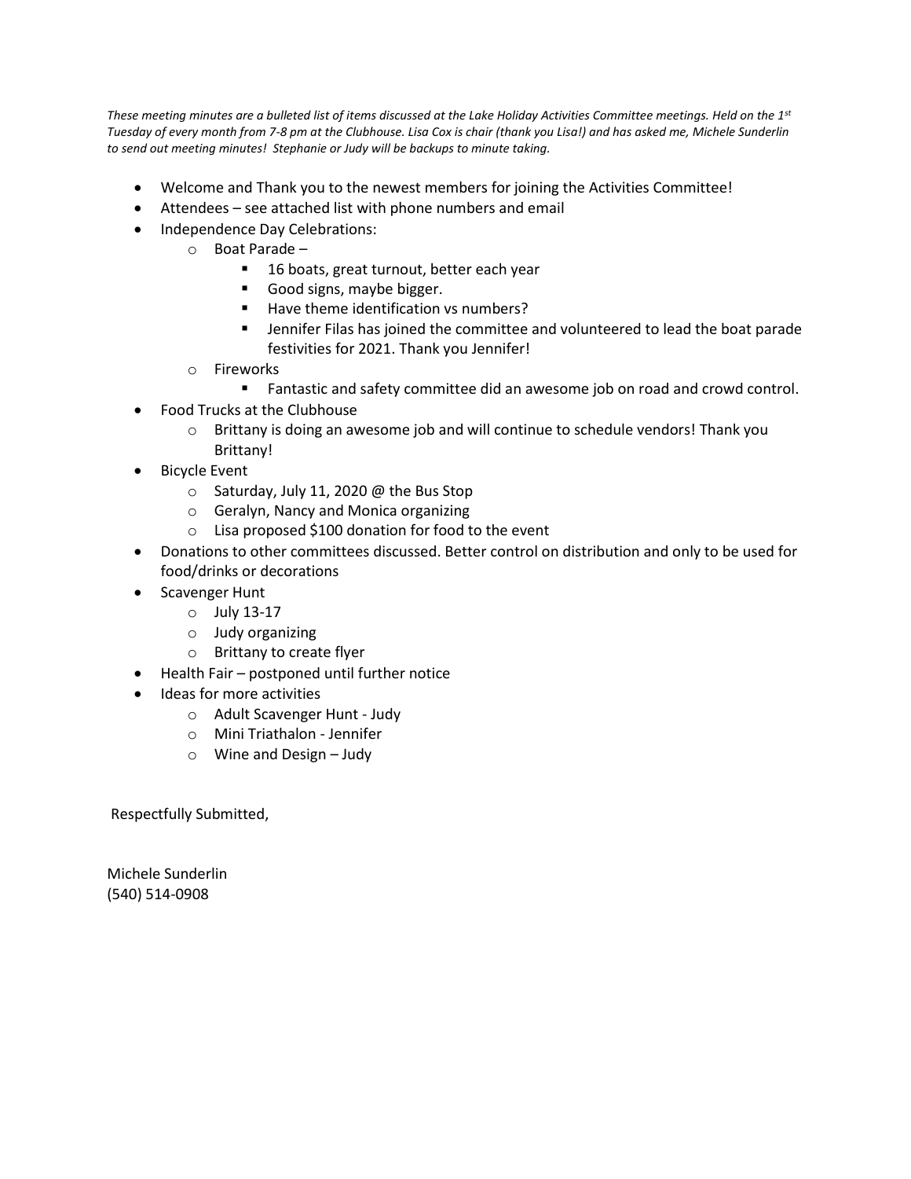*These meeting minutes are a bulleted list of items discussed at the Lake Holiday Activities Committee meetings. Held on the 1st Tuesday of every month from 7-8 pm at the Clubhouse. Lisa Cox is chair (thank you Lisa!) and has asked me, Michele Sunderlin to send out meeting minutes! Stephanie or Judy will be backups to minute taking.*

- Welcome and Thank you to the newest members for joining the Activities Committee!
- Attendees – see attached list with phone numbers and email
- Independence Day Celebrations:
  - Boat Parade –
    - 16 boats, great turnout, better each year
    - Good signs, maybe bigger.
    - Have theme identification vs numbers?
    - Jennifer Filas has joined the committee and volunteered to lead the boat parade festivities for 2021. Thank you Jennifer!
  - Fireworks
    - Fantastic and safety committee did an awesome job on road and crowd control.
- Food Trucks at the Clubhouse
  - Brittany is doing an awesome job and will continue to schedule vendors! Thank you Brittany!
- Bicycle Event
  - Saturday, July 11, 2020 @ the Bus Stop
  - Geralyn, Nancy and Monica organizing
  - Lisa proposed $100 donation for food to the event
- Donations to other committees discussed. Better control on distribution and only to be used for food/drinks or decorations
- Scavenger Hunt
  - July 13-17
  - Judy organizing
  - Brittany to create flyer
- Health Fair – postponed until further notice
- Ideas for more activities
  - Adult Scavenger Hunt - Judy
  - Mini Triathalon - Jennifer
  - Wine and Design – Judy

Respectfully Submitted,

Michele Sunderlin
(540) 514-0908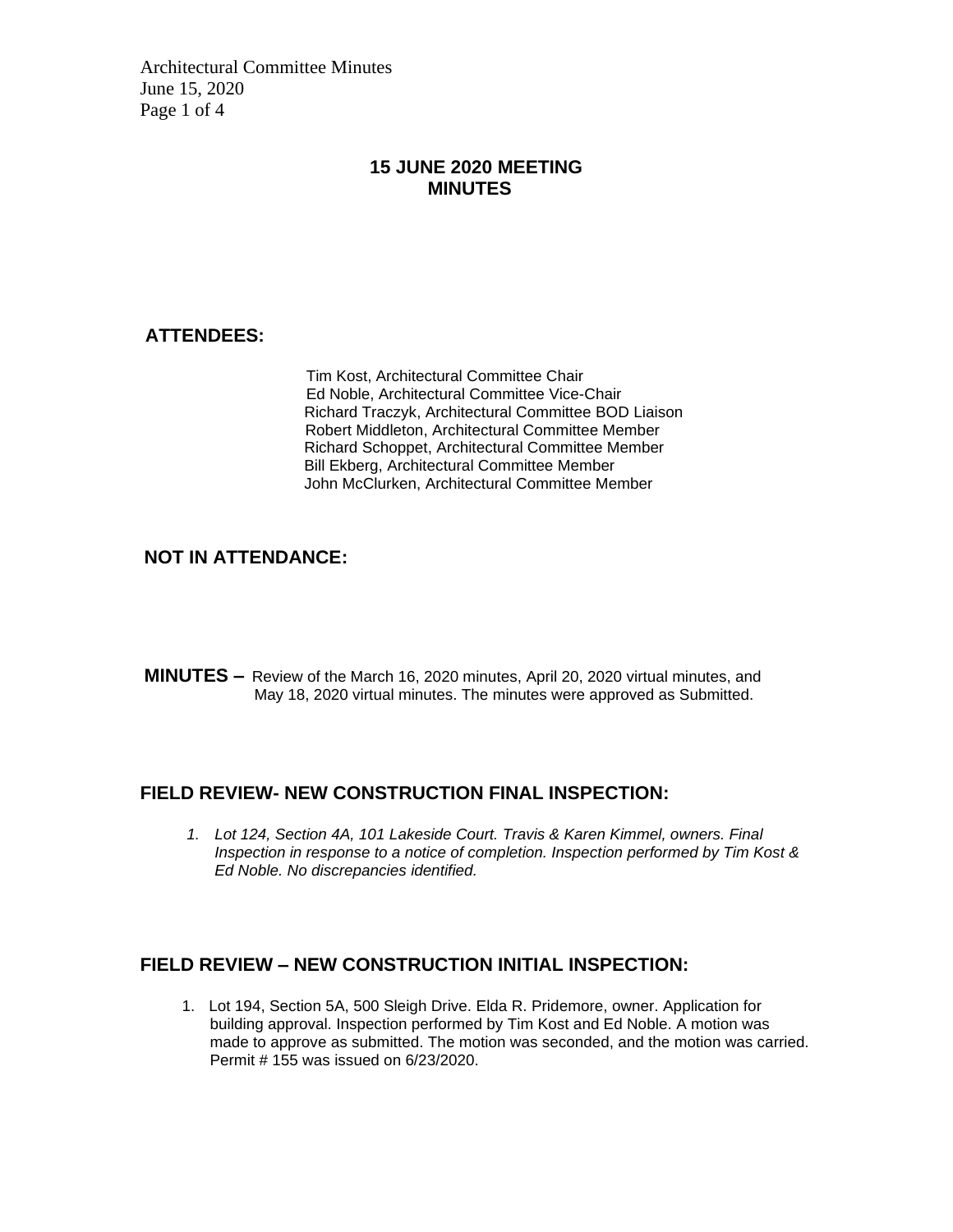# 15 JUNE 2020 MEETING MINUTES

## ATTENDEES:

Tim Kost, Architectural Committee Chair
Ed Noble, Architectural Committee Vice-Chair
Richard Traczyk, Architectural Committee BOD Liaison
Robert Middleton, Architectural Committee Member
Richard Schoppet, Architectural Committee Member
Bill Ekberg, Architectural Committee Member
John McClurken, Architectural Committee Member

## NOT IN ATTENDANCE:

**MINUTES –** Review of the March 16, 2020 minutes, April 20, 2020 virtual minutes, and May 18, 2020 virtual minutes. The minutes were approved as Submitted.

## FIELD REVIEW- NEW CONSTRUCTION FINAL INSPECTION:

1. *Lot 124, Section 4A, 101 Lakeside Court. Travis & Karen Kimmel, owners. Final Inspection in response to a notice of completion. Inspection performed by Tim Kost & Ed Noble. No discrepancies identified.*

## FIELD REVIEW – NEW CONSTRUCTION INITIAL INSPECTION:

1. Lot 194, Section 5A, 500 Sleigh Drive. Elda R. Pridemore, owner. Application for building approval. Inspection performed by Tim Kost and Ed Noble. A motion was made to approve as submitted. The motion was seconded, and the motion was carried. Permit # 155 was issued on 6/23/2020.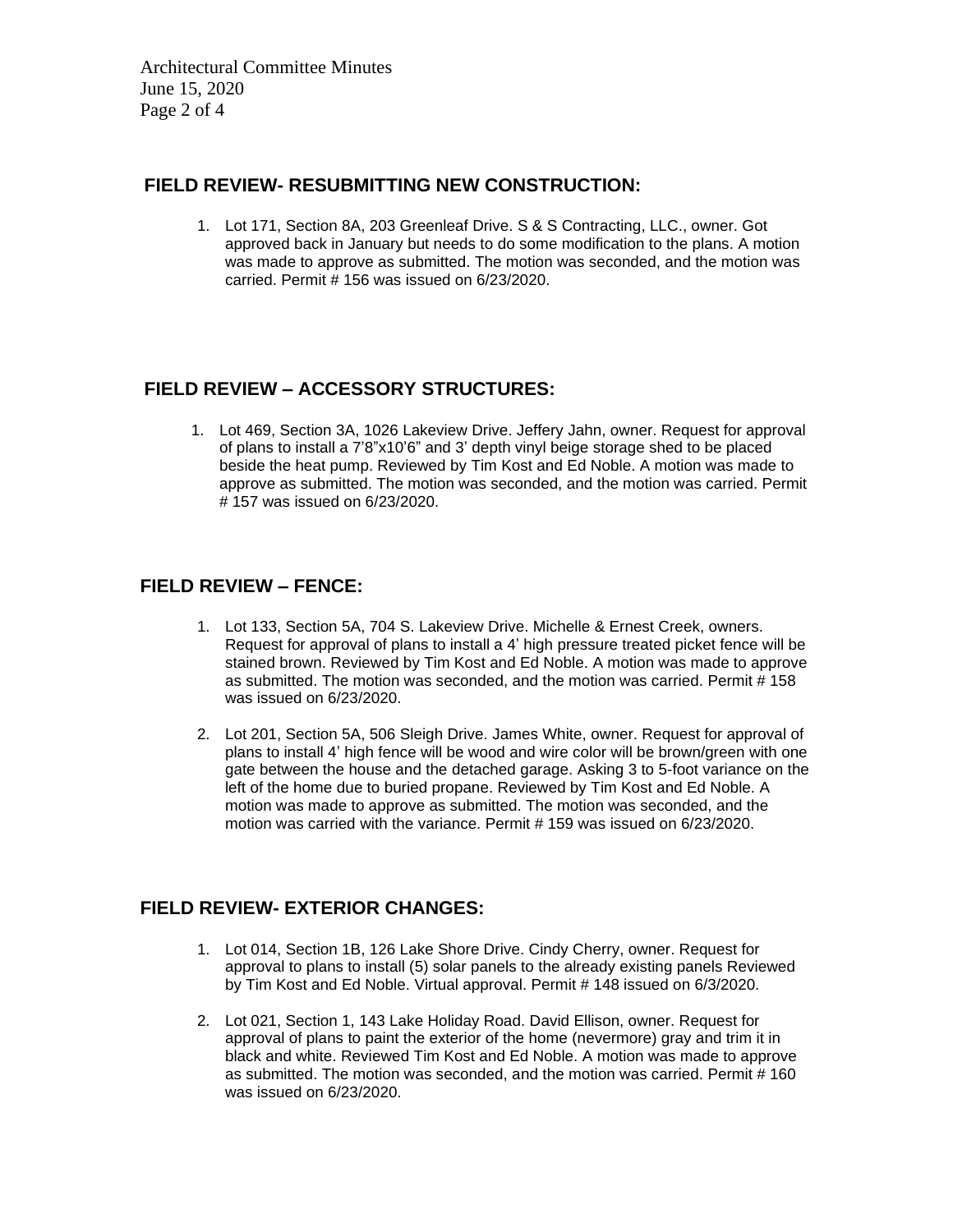## FIELD REVIEW- RESUBMITTING NEW CONSTRUCTION:

1. Lot 171, Section 8A, 203 Greenleaf Drive. S & S Contracting, LLC., owner. Got approved back in January but needs to do some modification to the plans. A motion was made to approve as submitted. The motion was seconded, and the motion was carried. Permit # 156 was issued on 6/23/2020.

## FIELD REVIEW – ACCESSORY STRUCTURES:

1. Lot 469, Section 3A, 1026 Lakeview Drive. Jeffery Jahn, owner. Request for approval of plans to install a 7'8"x10'6" and 3' depth vinyl beige storage shed to be placed beside the heat pump. Reviewed by Tim Kost and Ed Noble. A motion was made to approve as submitted. The motion was seconded, and the motion was carried. Permit # 157 was issued on 6/23/2020.

## FIELD REVIEW – FENCE:

1. Lot 133, Section 5A, 704 S. Lakeview Drive. Michelle & Ernest Creek, owners. Request for approval of plans to install a 4' high pressure treated picket fence will be stained brown. Reviewed by Tim Kost and Ed Noble. A motion was made to approve as submitted. The motion was seconded, and the motion was carried. Permit # 158 was issued on 6/23/2020.
2. Lot 201, Section 5A, 506 Sleigh Drive. James White, owner. Request for approval of plans to install 4' high fence will be wood and wire color will be brown/green with one gate between the house and the detached garage. Asking 3 to 5-foot variance on the left of the home due to buried propane. Reviewed by Tim Kost and Ed Noble. A motion was made to approve as submitted. The motion was seconded, and the motion was carried with the variance. Permit # 159 was issued on 6/23/2020.

## FIELD REVIEW- EXTERIOR CHANGES:

1. Lot 014, Section 1B, 126 Lake Shore Drive. Cindy Cherry, owner. Request for approval to plans to install (5) solar panels to the already existing panels Reviewed by Tim Kost and Ed Noble. Virtual approval. Permit # 148 issued on 6/3/2020.
2. Lot 021, Section 1, 143 Lake Holiday Road. David Ellison, owner. Request for approval of plans to paint the exterior of the home (nevermore) gray and trim it in black and white. Reviewed Tim Kost and Ed Noble. A motion was made to approve as submitted. The motion was seconded, and the motion was carried. Permit # 160 was issued on 6/23/2020.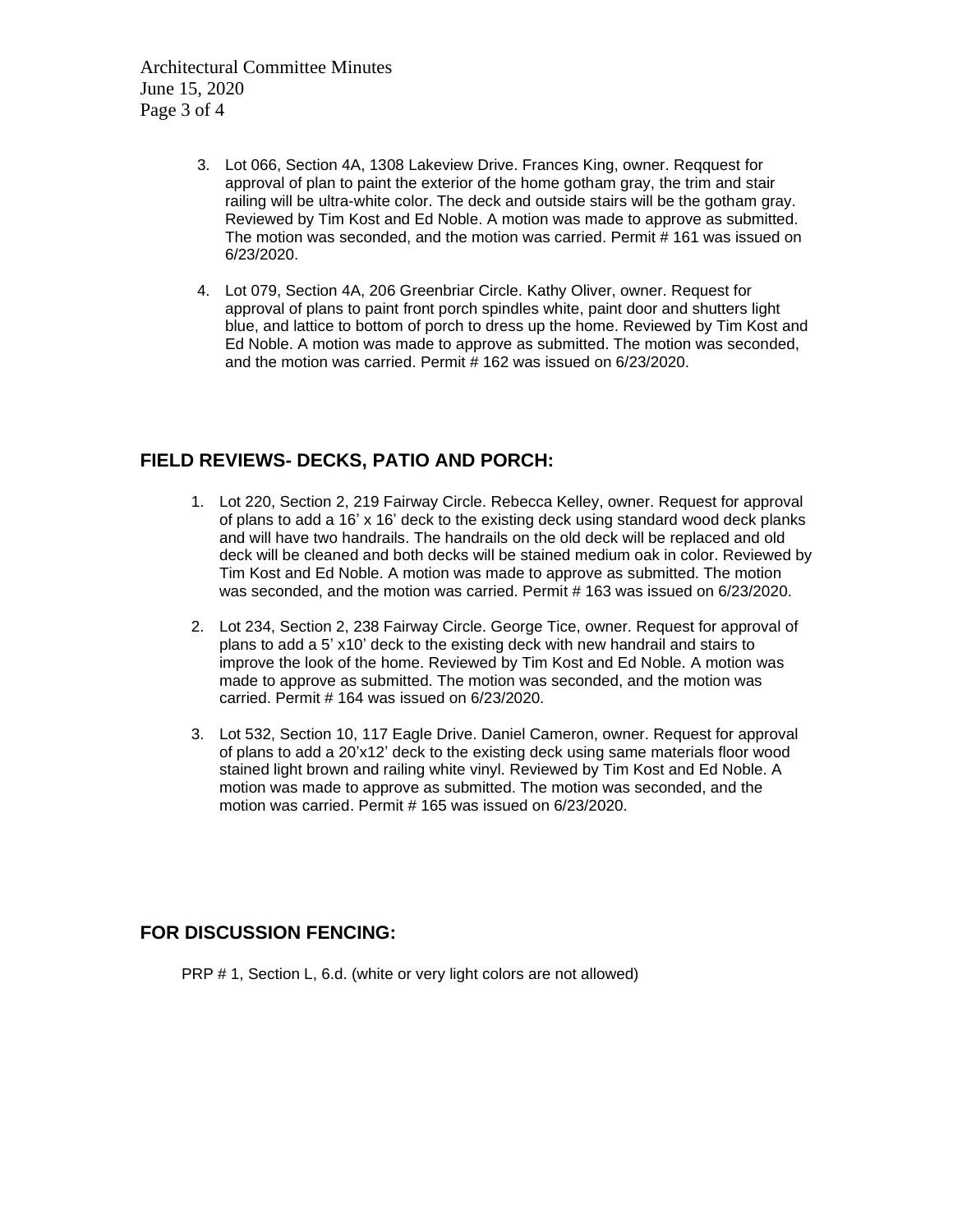3. Lot 066, Section 4A, 1308 Lakeview Drive. Frances King, owner. Reqquest for approval of plan to paint the exterior of the home gotham gray, the trim and stair railing will be ultra-white color. The deck and outside stairs will be the gotham gray. Reviewed by Tim Kost and Ed Noble. A motion was made to approve as submitted. The motion was seconded, and the motion was carried. Permit # 161 was issued on 6/23/2020.

4. Lot 079, Section 4A, 206 Greenbriar Circle. Kathy Oliver, owner. Request for approval of plans to paint front porch spindles white, paint door and shutters light blue, and lattice to bottom of porch to dress up the home. Reviewed by Tim Kost and Ed Noble. A motion was made to approve as submitted. The motion was seconded, and the motion was carried. Permit # 162 was issued on 6/23/2020.

## FIELD REVIEWS- DECKS, PATIO AND PORCH:

1. Lot 220, Section 2, 219 Fairway Circle. Rebecca Kelley, owner. Request for approval of plans to add a 16' x 16' deck to the existing deck using standard wood deck planks and will have two handrails. The handrails on the old deck will be replaced and old deck will be cleaned and both decks will be stained medium oak in color. Reviewed by Tim Kost and Ed Noble. A motion was made to approve as submitted. The motion was seconded, and the motion was carried. Permit # 163 was issued on 6/23/2020.

2. Lot 234, Section 2, 238 Fairway Circle. George Tice, owner. Request for approval of plans to add a 5' x10' deck to the existing deck with new handrail and stairs to improve the look of the home. Reviewed by Tim Kost and Ed Noble. A motion was made to approve as submitted. The motion was seconded, and the motion was carried. Permit # 164 was issued on 6/23/2020.

3. Lot 532, Section 10, 117 Eagle Drive. Daniel Cameron, owner. Request for approval of plans to add a 20'x12' deck to the existing deck using same materials floor wood stained light brown and railing white vinyl. Reviewed by Tim Kost and Ed Noble. A motion was made to approve as submitted. The motion was seconded, and the motion was carried. Permit # 165 was issued on 6/23/2020.

## FOR DISCUSSION FENCING:

PRP # 1, Section L, 6.d. (white or very light colors are not allowed)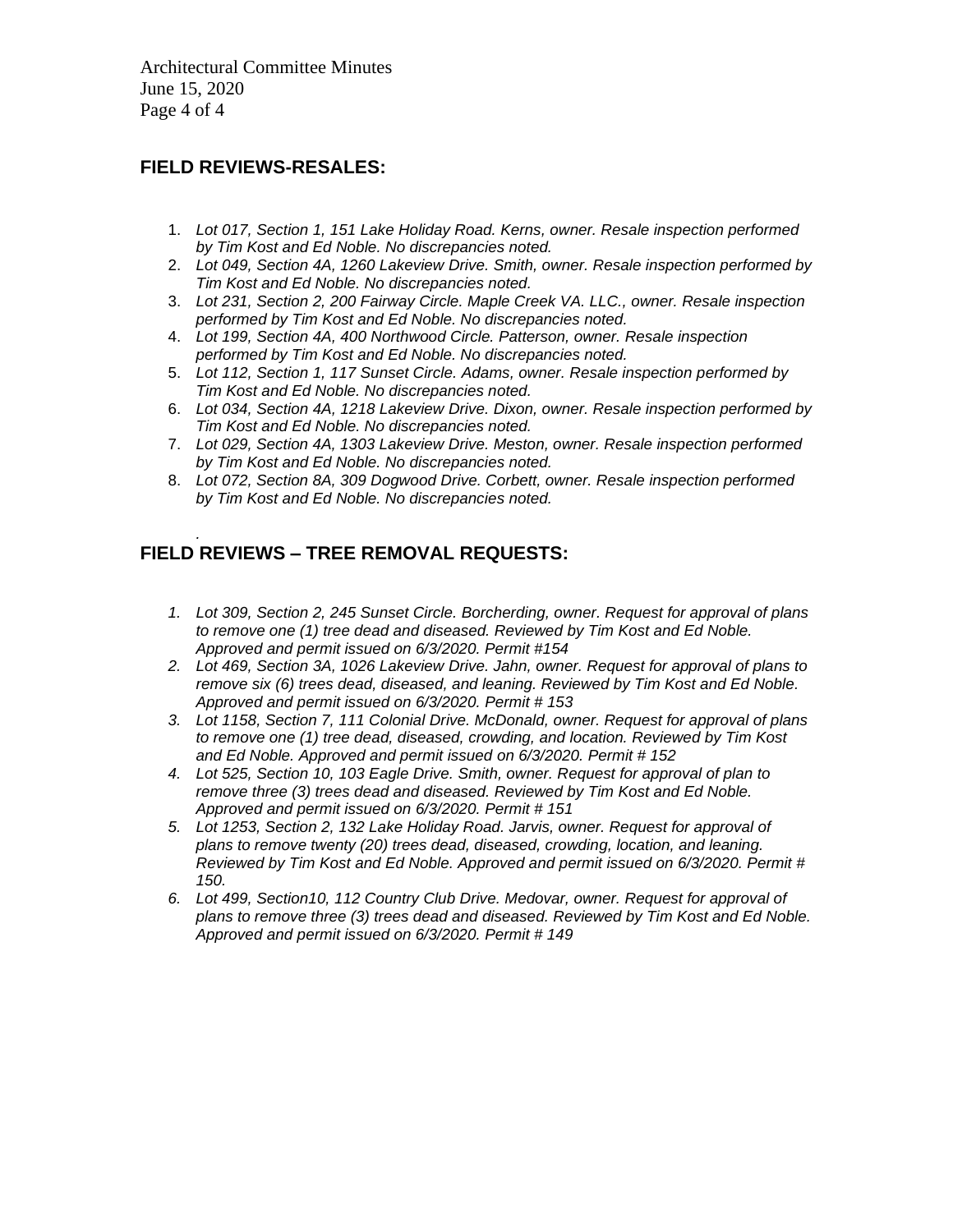## FIELD REVIEWS-RESALES:

1. *Lot 017, Section 1, 151 Lake Holiday Road. Kerns, owner. Resale inspection performed by Tim Kost and Ed Noble. No discrepancies noted.*
2. *Lot 049, Section 4A, 1260 Lakeview Drive. Smith, owner. Resale inspection performed by Tim Kost and Ed Noble. No discrepancies noted.*
3. *Lot 231, Section 2, 200 Fairway Circle. Maple Creek VA. LLC., owner. Resale inspection performed by Tim Kost and Ed Noble. No discrepancies noted.*
4. *Lot 199, Section 4A, 400 Northwood Circle. Patterson, owner. Resale inspection performed by Tim Kost and Ed Noble. No discrepancies noted.*
5. *Lot 112, Section 1, 117 Sunset Circle. Adams, owner. Resale inspection performed by Tim Kost and Ed Noble. No discrepancies noted.*
6. *Lot 034, Section 4A, 1218 Lakeview Drive. Dixon, owner. Resale inspection performed by Tim Kost and Ed Noble. No discrepancies noted.*
7. *Lot 029, Section 4A, 1303 Lakeview Drive. Meston, owner. Resale inspection performed by Tim Kost and Ed Noble. No discrepancies noted.*
8. *Lot 072, Section 8A, 309 Dogwood Drive. Corbett, owner. Resale inspection performed by Tim Kost and Ed Noble. No discrepancies noted.*

## FIELD REVIEWS – TREE REMOVAL REQUESTS:

1. *Lot 309, Section 2, 245 Sunset Circle. Borcherding, owner. Request for approval of plans to remove one (1) tree dead and diseased. Reviewed by Tim Kost and Ed Noble. Approved and permit issued on 6/3/2020. Permit #154*
2. *Lot 469, Section 3A, 1026 Lakeview Drive. Jahn, owner. Request for approval of plans to remove six (6) trees dead, diseased, and leaning. Reviewed by Tim Kost and Ed Noble. Approved and permit issued on 6/3/2020. Permit # 153*
3. *Lot 1158, Section 7, 111 Colonial Drive. McDonald, owner. Request for approval of plans to remove one (1) tree dead, diseased, crowding, and location. Reviewed by Tim Kost and Ed Noble. Approved and permit issued on 6/3/2020. Permit # 152*
4. *Lot 525, Section 10, 103 Eagle Drive. Smith, owner. Request for approval of plan to remove three (3) trees dead and diseased. Reviewed by Tim Kost and Ed Noble. Approved and permit issued on 6/3/2020. Permit # 151*
5. *Lot 1253, Section 2, 132 Lake Holiday Road. Jarvis, owner. Request for approval of plans to remove twenty (20) trees dead, diseased, crowding, location, and leaning. Reviewed by Tim Kost and Ed Noble. Approved and permit issued on 6/3/2020. Permit # 150.*
6. *Lot 499, Section10, 112 Country Club Drive. Medovar, owner. Request for approval of plans to remove three (3) trees dead and diseased. Reviewed by Tim Kost and Ed Noble. Approved and permit issued on 6/3/2020. Permit # 149*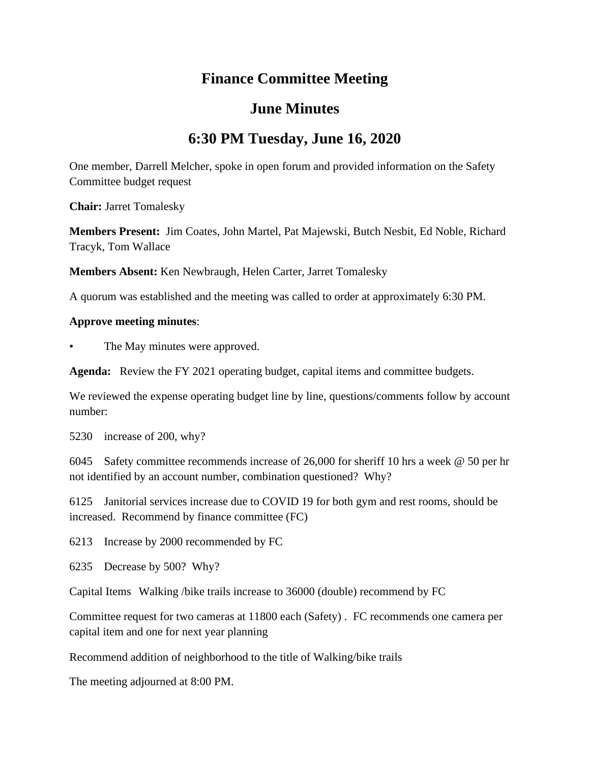# Finance Committee Meeting

# June Minutes

# 6:30 PM Tuesday, June 16, 2020

One member, Darrell Melcher, spoke in open forum and provided information on the Safety Committee budget request

**Chair:** Jarret Tomalesky

**Members Present:** Jim Coates, John Martel, Pat Majewski, Butch Nesbit, Ed Noble, Richard Tracyk, Tom Wallace

**Members Absent:** Ken Newbraugh, Helen Carter, Jarret Tomalesky

A quorum was established and the meeting was called to order at approximately 6:30 PM.

**Approve meeting minutes**:

- The May minutes were approved.

**Agenda:** Review the FY 2021 operating budget, capital items and committee budgets.

We reviewed the expense operating budget line by line, questions/comments follow by account number:

5230 increase of 200, why?

6045 Safety committee recommends increase of 26,000 for sheriff 10 hrs a week @ 50 per hr not identified by an account number, combination questioned? Why?

6125 Janitorial services increase due to COVID 19 for both gym and rest rooms, should be increased. Recommend by finance committee (FC)

6213 Increase by 2000 recommended by FC

6235 Decrease by 500? Why?

Capital Items Walking /bike trails increase to 36000 (double) recommend by FC

Committee request for two cameras at 11800 each (Safety) . FC recommends one camera per capital item and one for next year planning

Recommend addition of neighborhood to the title of Walking/bike trails

The meeting adjourned at 8:00 PM.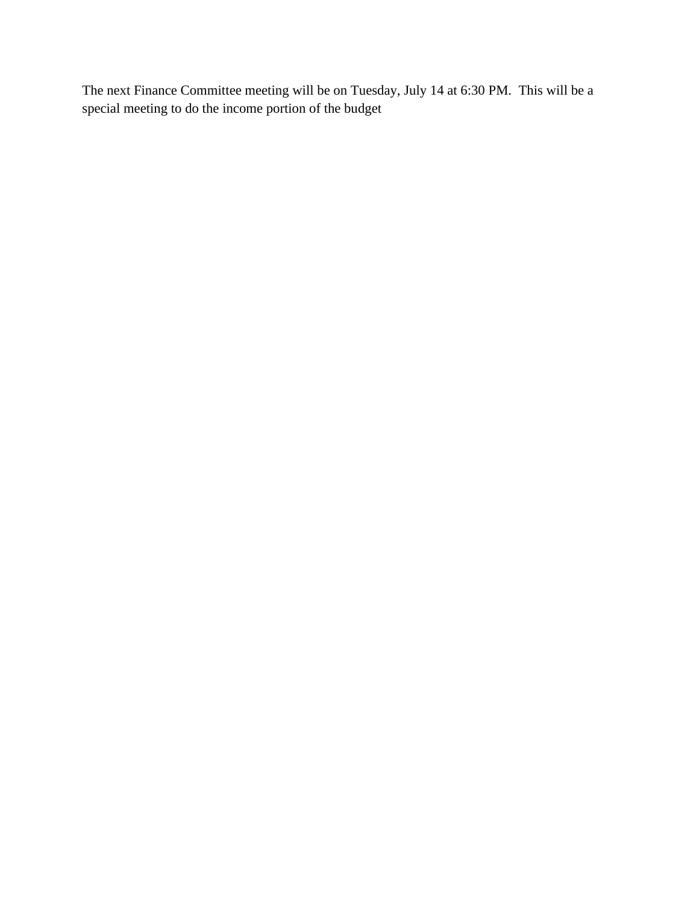The next Finance Committee meeting will be on Tuesday, July 14 at 6:30 PM. This will be a special meeting to do the income portion of the budget